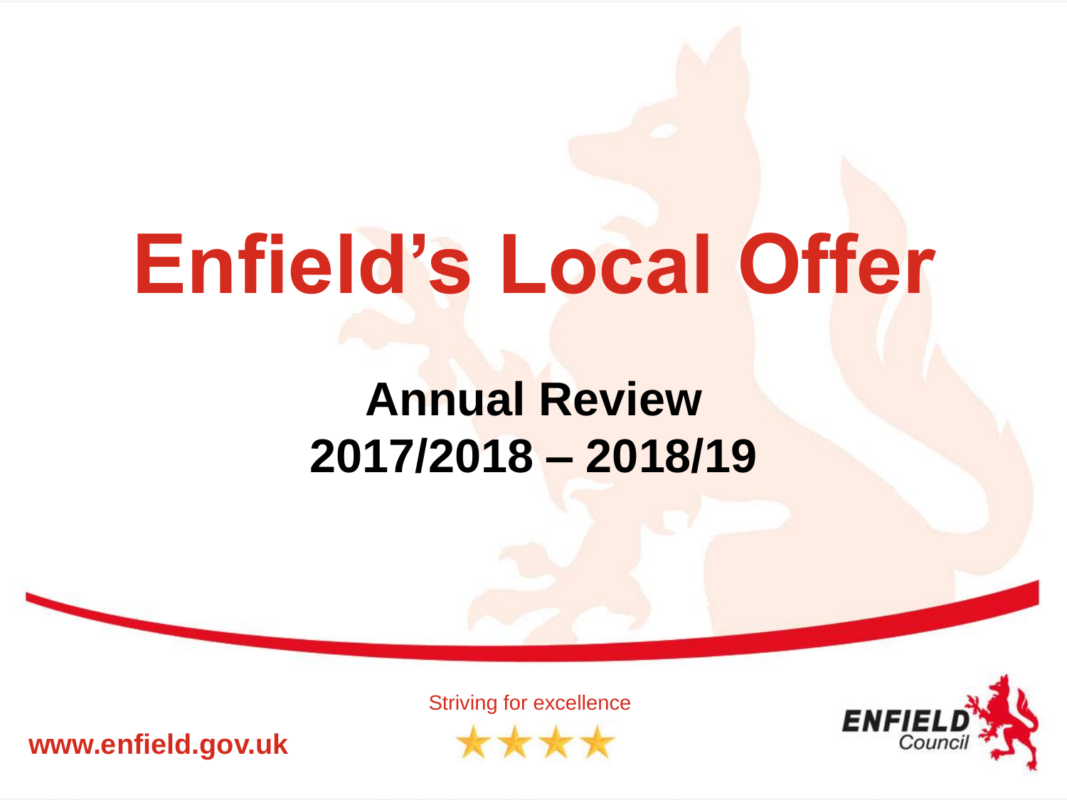# Enfield's Local Offer

## Annual Review
## 2017/2018 – 2018/19

Striving for excellence

www.enfield.gov.uk

ENFIELD Council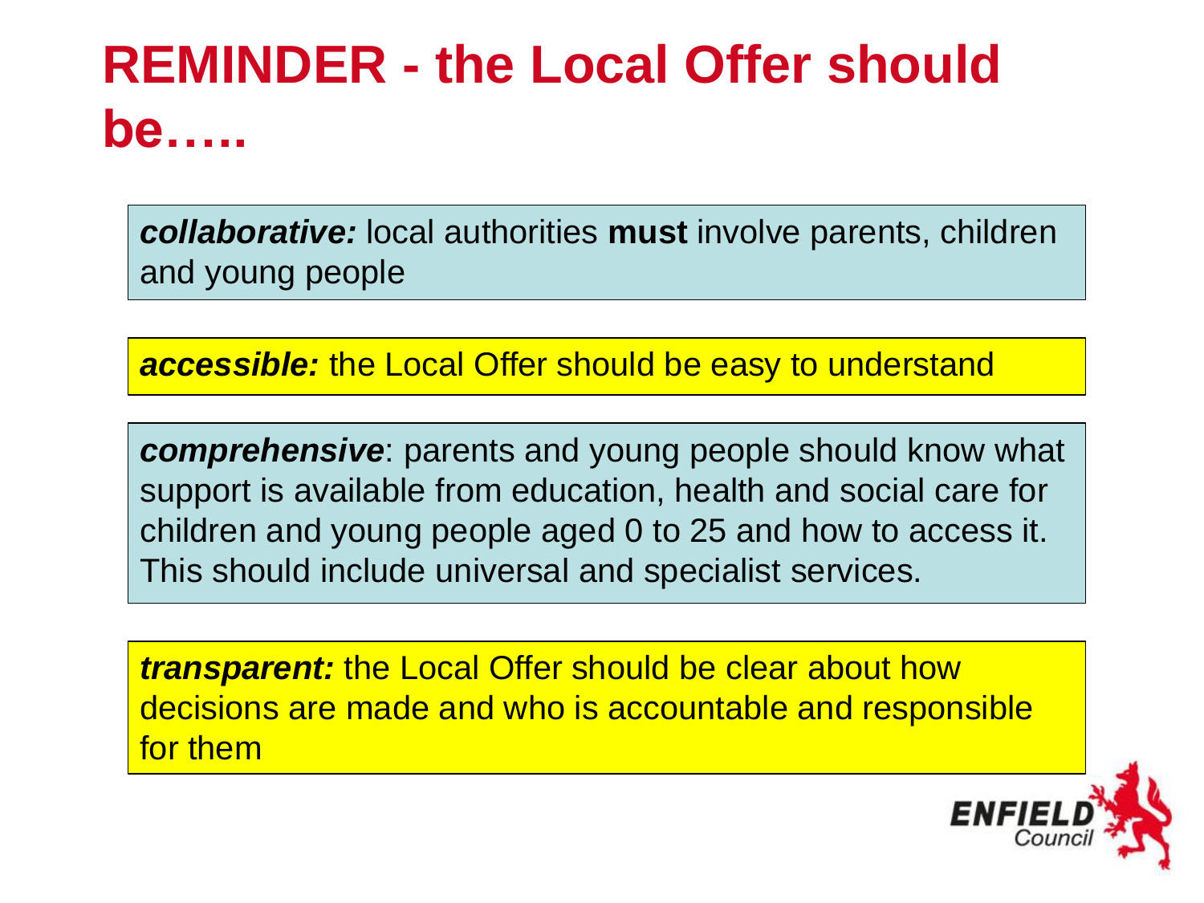# REMINDER - the Local Offer should be…..

***collaborative:*** local authorities **must** involve parents, children and young people

***accessible:*** the Local Offer should be easy to understand

***comprehensive***: parents and young people should know what support is available from education, health and social care for children and young people aged 0 to 25 and how to access it. This should include universal and specialist services.

***transparent:*** the Local Offer should be clear about how decisions are made and who is accountable and responsible for them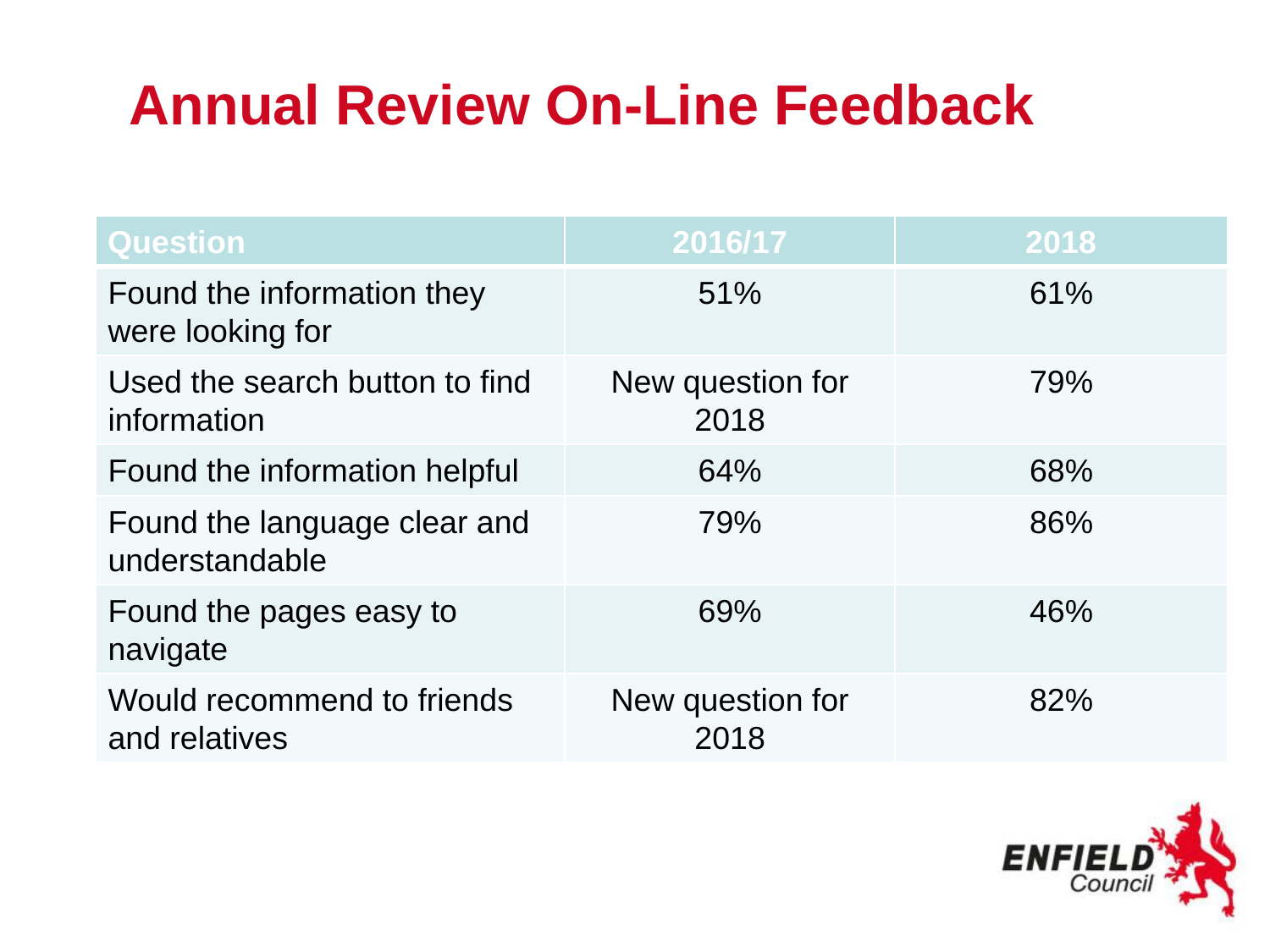# Annual Review On-Line Feedback

| Question | 2016/17 | 2018 |
|---|---|---|
| Found the information they were looking for | 51% | 61% |
| Used the search button to find information | New question for 2018 | 79% |
| Found the information helpful | 64% | 68% |
| Found the language clear and understandable | 79% | 86% |
| Found the pages easy to navigate | 69% | 46% |
| Would recommend to friends and relatives | New question for 2018 | 82% |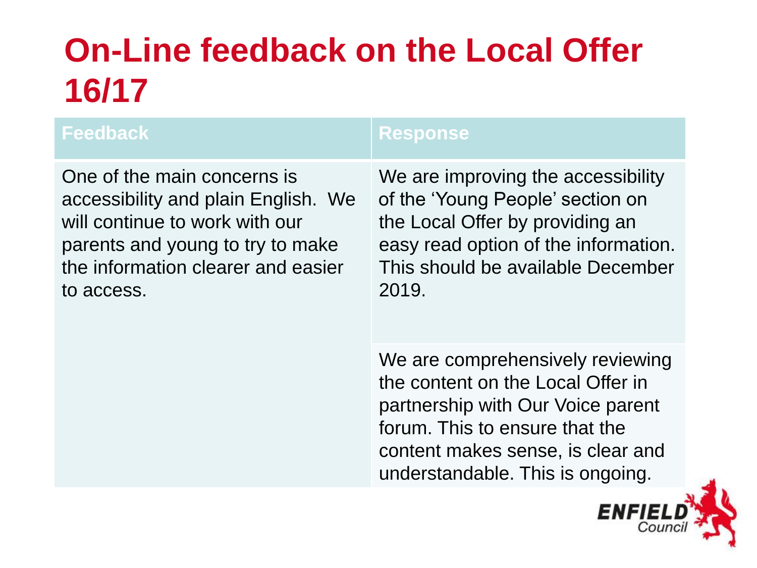# On-Line feedback on the Local Offer 16/17

| Feedback | Response |
| --- | --- |
| One of the main concerns is accessibility and plain English. We will continue to work with our parents and young to try to make the information clearer and easier to access. | We are improving the accessibility of the 'Young People' section on the Local Offer by providing an easy read option of the information. This should be available December 2019. |
| | We are comprehensively reviewing the content on the Local Offer in partnership with Our Voice parent forum. This to ensure that the content makes sense, is clear and understandable. This is ongoing. |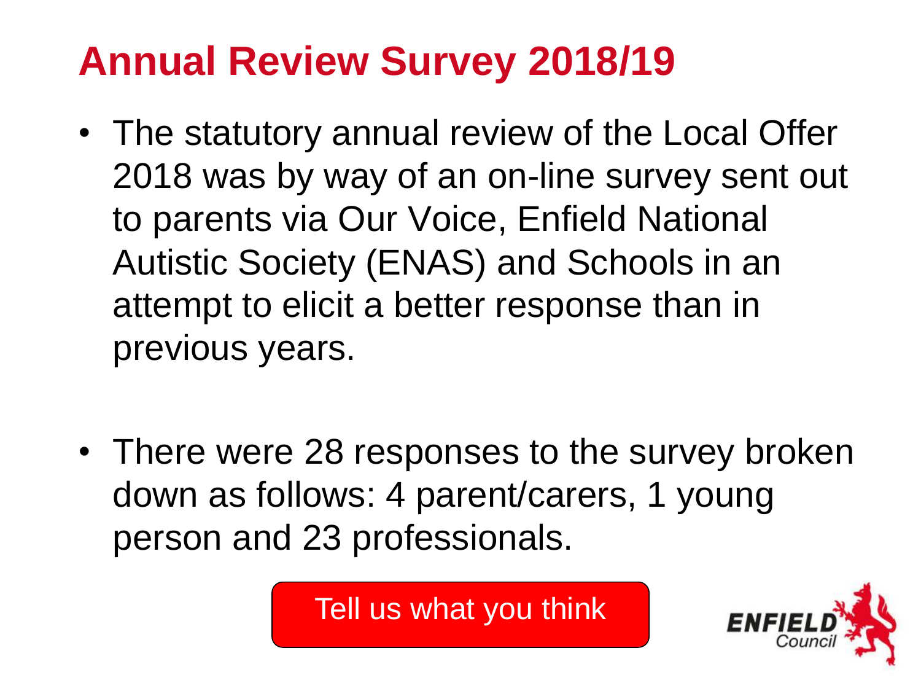# Annual Review Survey 2018/19

- The statutory annual review of the Local Offer 2018 was by way of an on-line survey sent out to parents via Our Voice, Enfield National Autistic Society (ENAS) and Schools in an attempt to elicit a better response than in previous years.

- There were 28 responses to the survey broken down as follows: 4 parent/carers, 1 young person and 23 professionals.

Tell us what you think

ENFIELD Council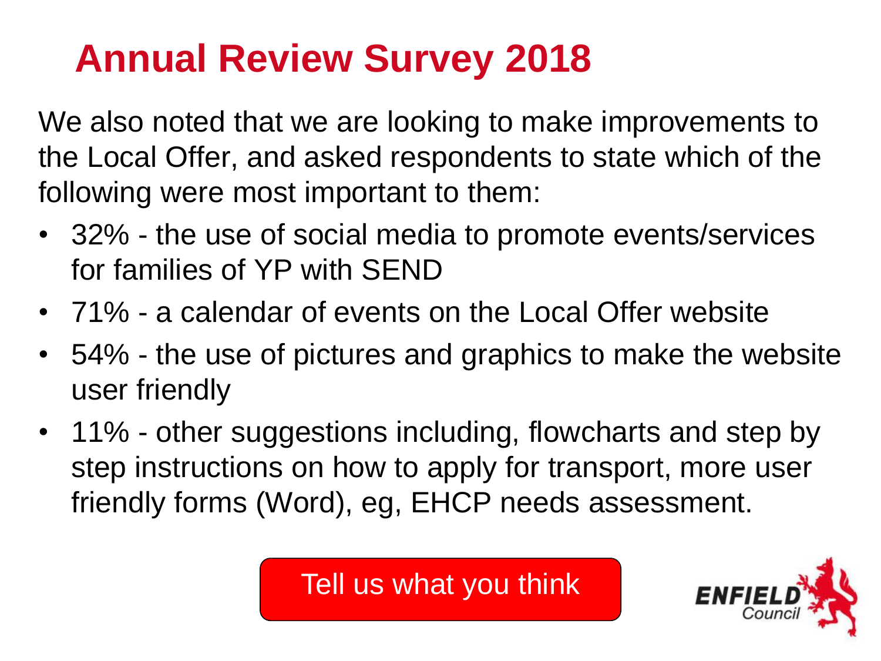# Annual Review Survey 2018

We also noted that we are looking to make improvements to the Local Offer, and asked respondents to state which of the following were most important to them:

- 32% - the use of social media to promote events/services for families of YP with SEND
- 71% - a calendar of events on the Local Offer website
- 54% - the use of pictures and graphics to make the website user friendly
- 11% - other suggestions including, flowcharts and step by step instructions on how to apply for transport, more user friendly forms (Word), eg, EHCP needs assessment.

Tell us what you think

ENFIELD Council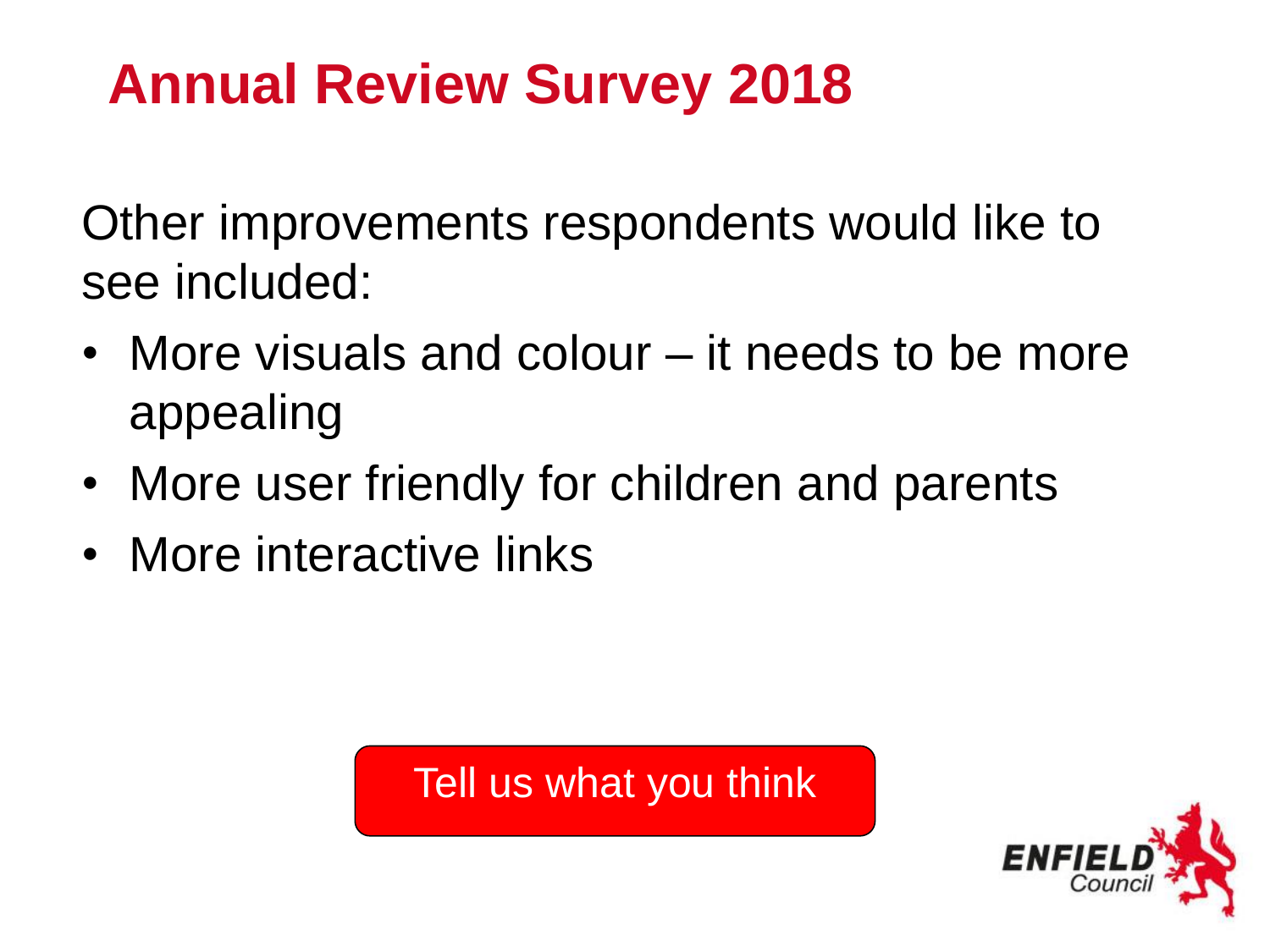# Annual Review Survey 2018

Other improvements respondents would like to see included:

- More visuals and colour – it needs to be more appealing
- More user friendly for children and parents
- More interactive links

Tell us what you think

ENFIELD Council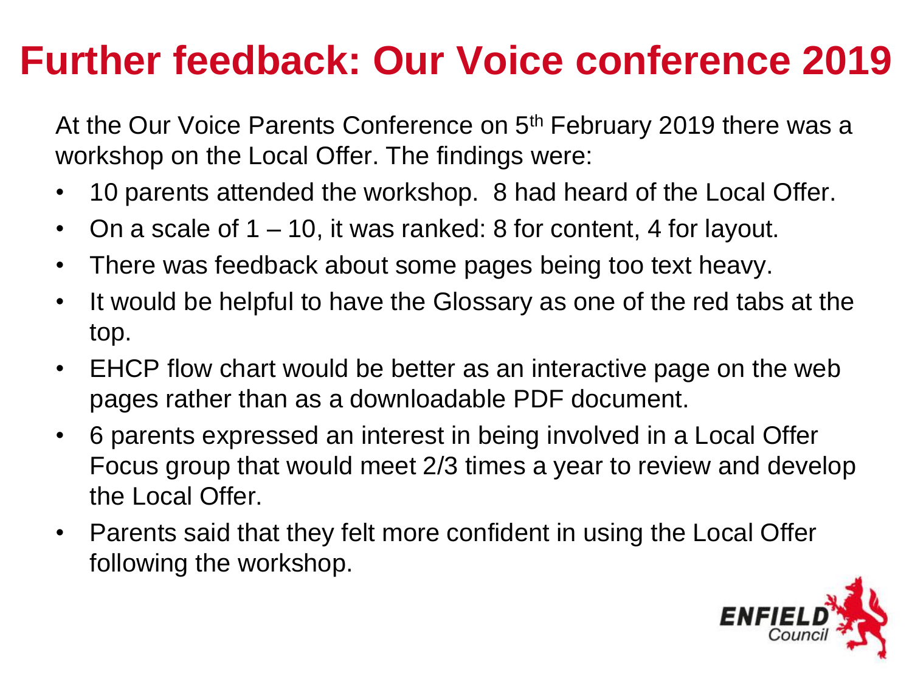# Further feedback: Our Voice conference 2019

At the Our Voice Parents Conference on 5th February 2019 there was a workshop on the Local Offer. The findings were:

- 10 parents attended the workshop. 8 had heard of the Local Offer.
- On a scale of 1 – 10, it was ranked: 8 for content, 4 for layout.
- There was feedback about some pages being too text heavy.
- It would be helpful to have the Glossary as one of the red tabs at the top.
- EHCP flow chart would be better as an interactive page on the web pages rather than as a downloadable PDF document.
- 6 parents expressed an interest in being involved in a Local Offer Focus group that would meet 2/3 times a year to review and develop the Local Offer.
- Parents said that they felt more confident in using the Local Offer following the workshop.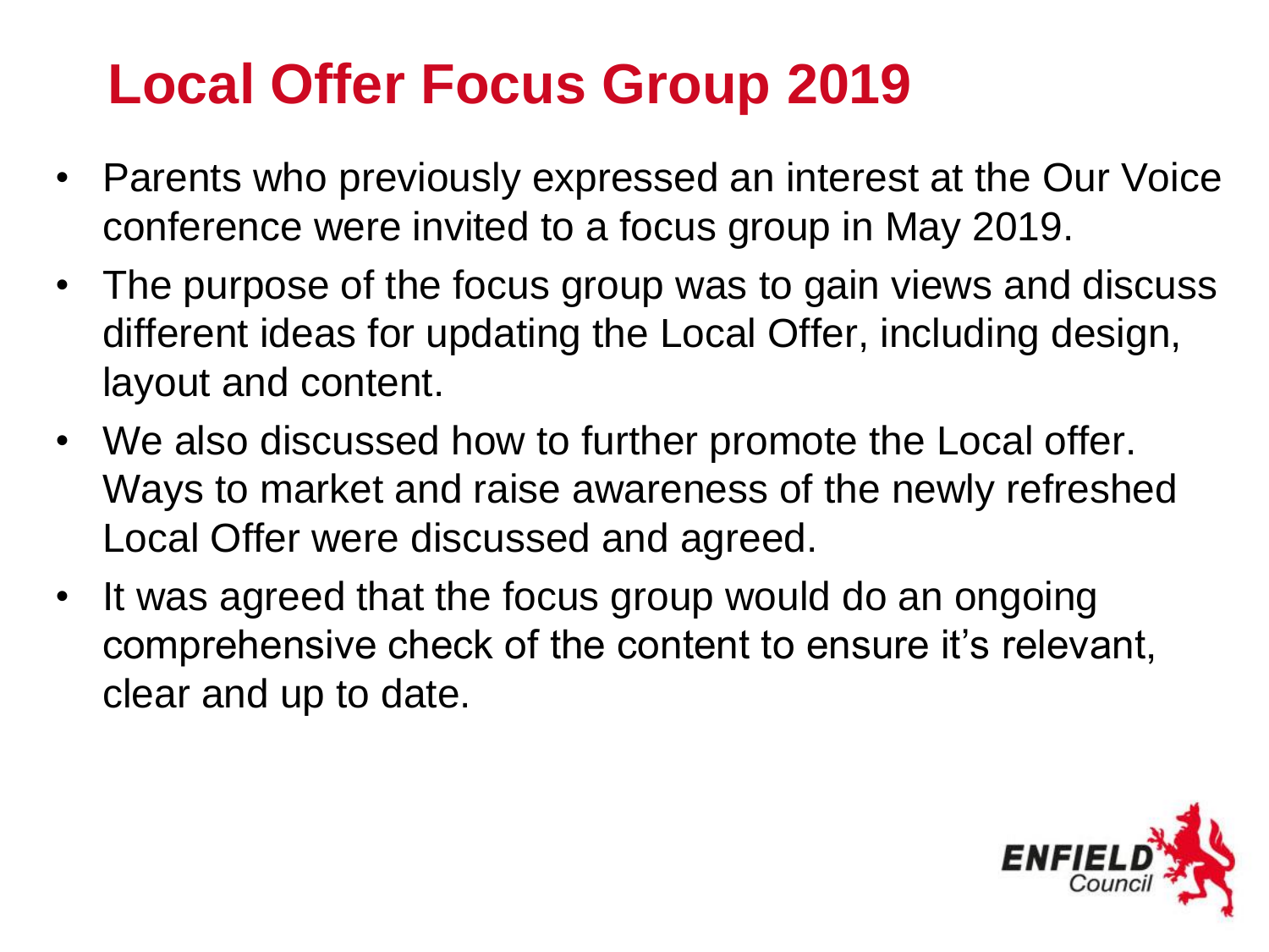# Local Offer Focus Group 2019

- Parents who previously expressed an interest at the Our Voice conference were invited to a focus group in May 2019.
- The purpose of the focus group was to gain views and discuss different ideas for updating the Local Offer, including design, layout and content.
- We also discussed how to further promote the Local offer. Ways to market and raise awareness of the newly refreshed Local Offer were discussed and agreed.
- It was agreed that the focus group would do an ongoing comprehensive check of the content to ensure it's relevant, clear and up to date.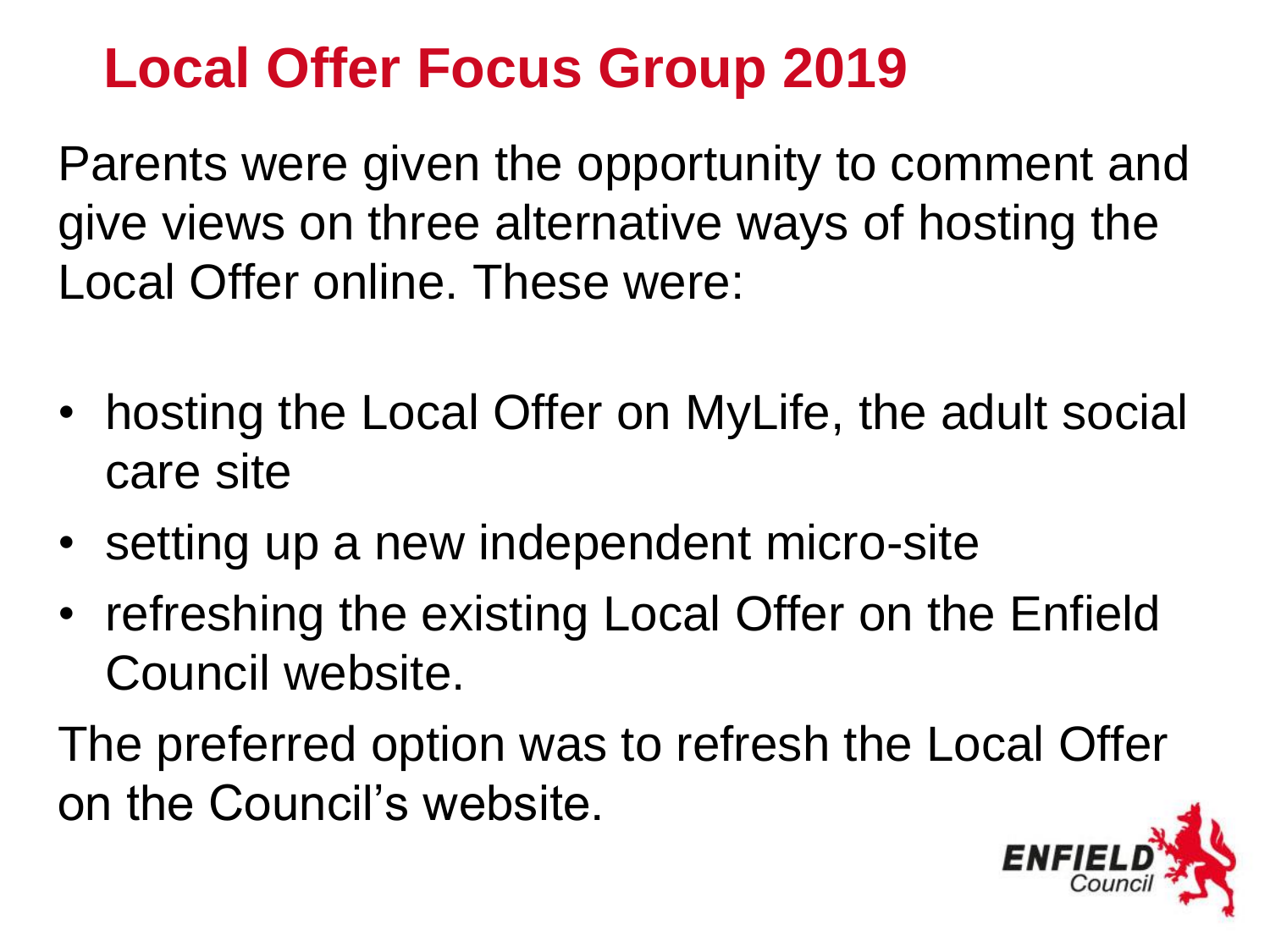# Local Offer Focus Group 2019

Parents were given the opportunity to comment and give views on three alternative ways of hosting the Local Offer online. These were:

- hosting the Local Offer on MyLife, the adult social care site
- setting up a new independent micro-site
- refreshing the existing Local Offer on the Enfield Council website.

The preferred option was to refresh the Local Offer on the Council's website.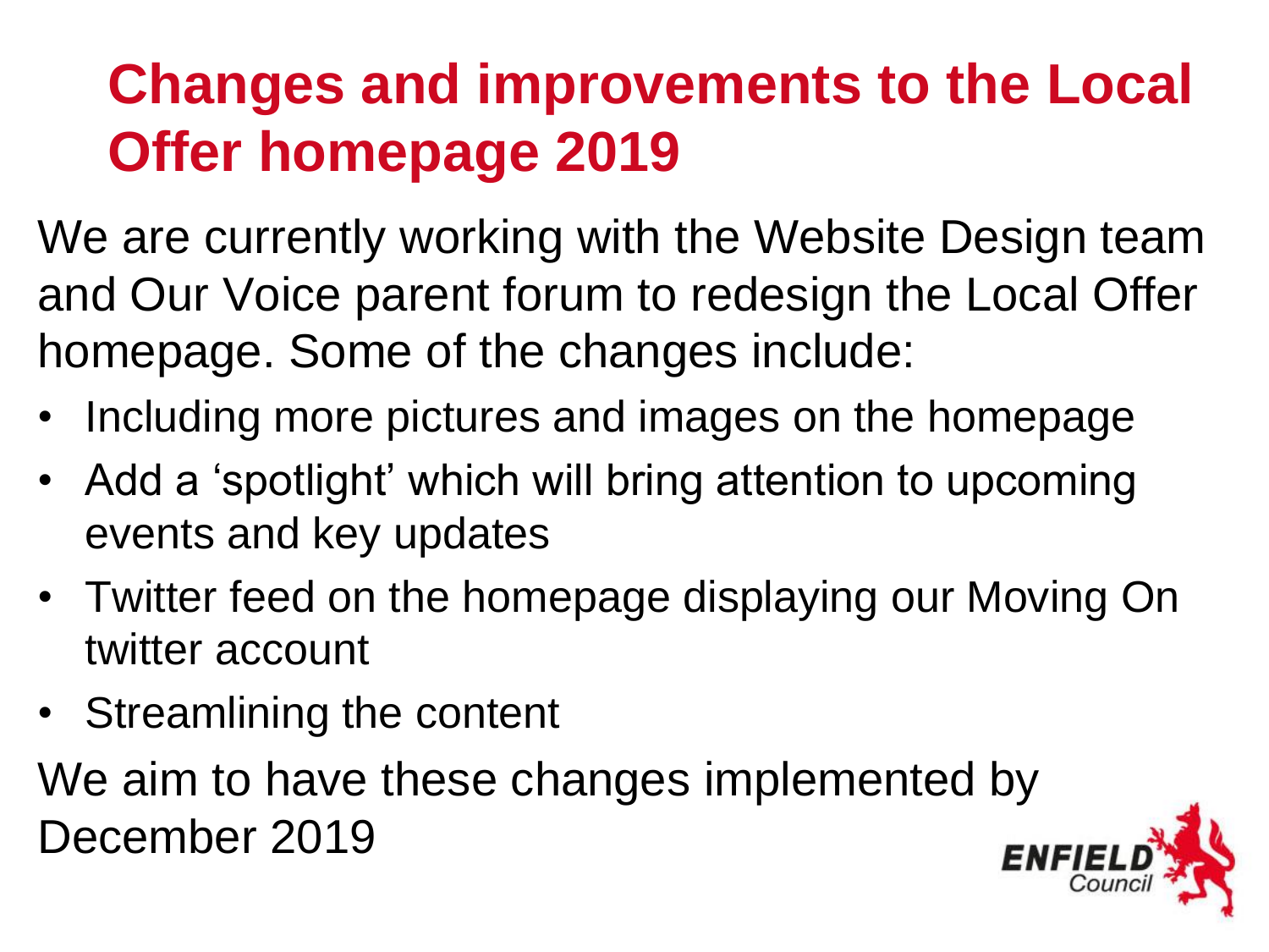# Changes and improvements to the Local Offer homepage 2019

We are currently working with the Website Design team and Our Voice parent forum to redesign the Local Offer homepage. Some of the changes include:

- Including more pictures and images on the homepage
- Add a 'spotlight' which will bring attention to upcoming events and key updates
- Twitter feed on the homepage displaying our Moving On twitter account
- Streamlining the content

We aim to have these changes implemented by December 2019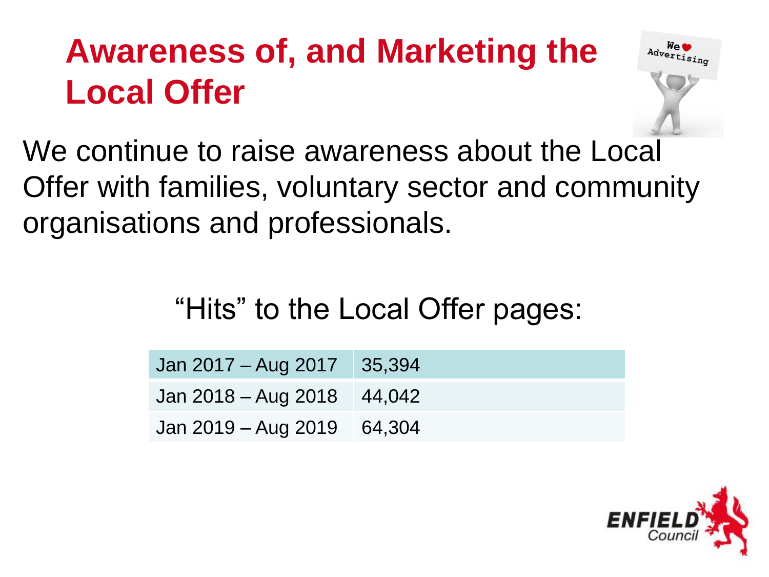# Awareness of, and Marketing the Local Offer

We continue to raise awareness about the Local Offer with families, voluntary sector and community organisations and professionals.

"Hits" to the Local Offer pages:

| Jan 2017 – Aug 2017 | 35,394 |
| --- | --- |
| Jan 2018 – Aug 2018 | 44,042 |
| Jan 2019 – Aug 2019 | 64,304 |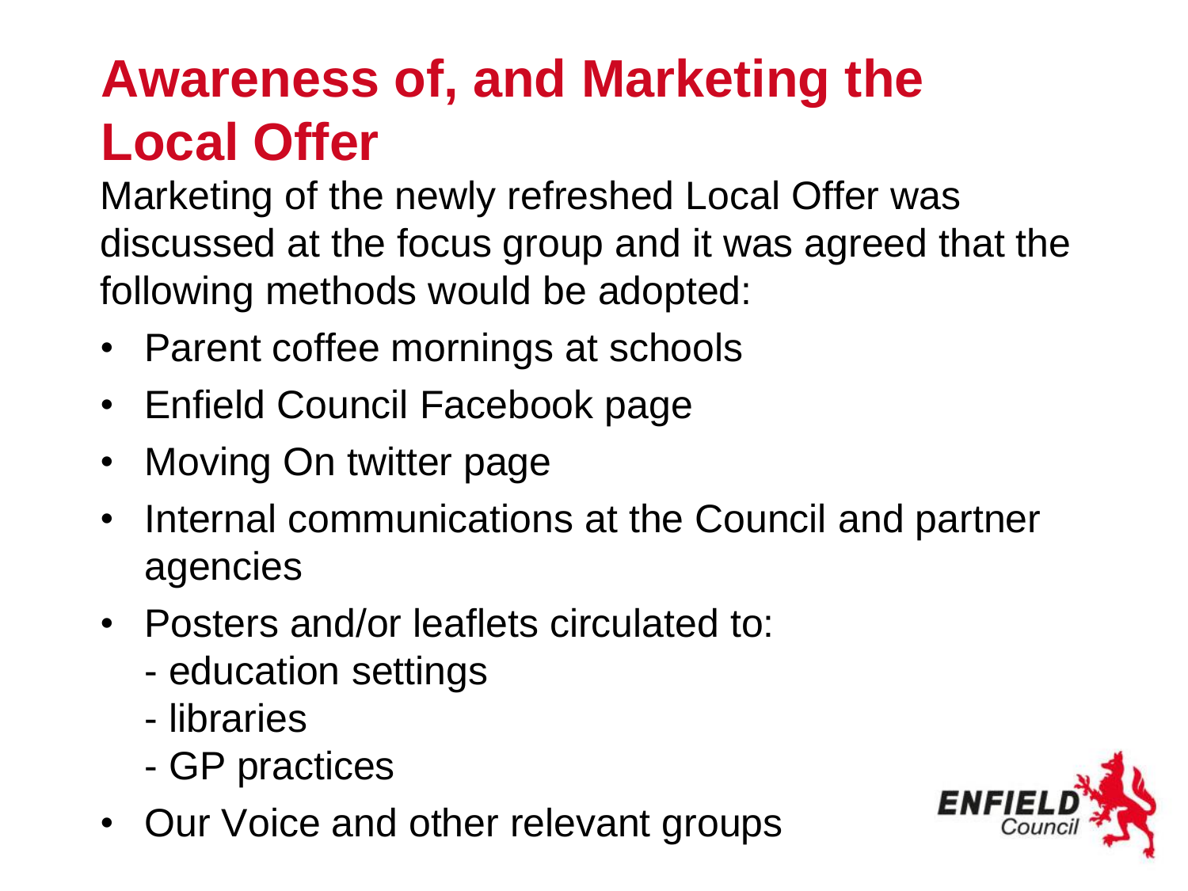# Awareness of, and Marketing the Local Offer

Marketing of the newly refreshed Local Offer was discussed at the focus group and it was agreed that the following methods would be adopted:

- Parent coffee mornings at schools
- Enfield Council Facebook page
- Moving On twitter page
- Internal communications at the Council and partner agencies
- Posters and/or leaflets circulated to:
  - education settings
  - libraries
  - GP practices
- Our Voice and other relevant groups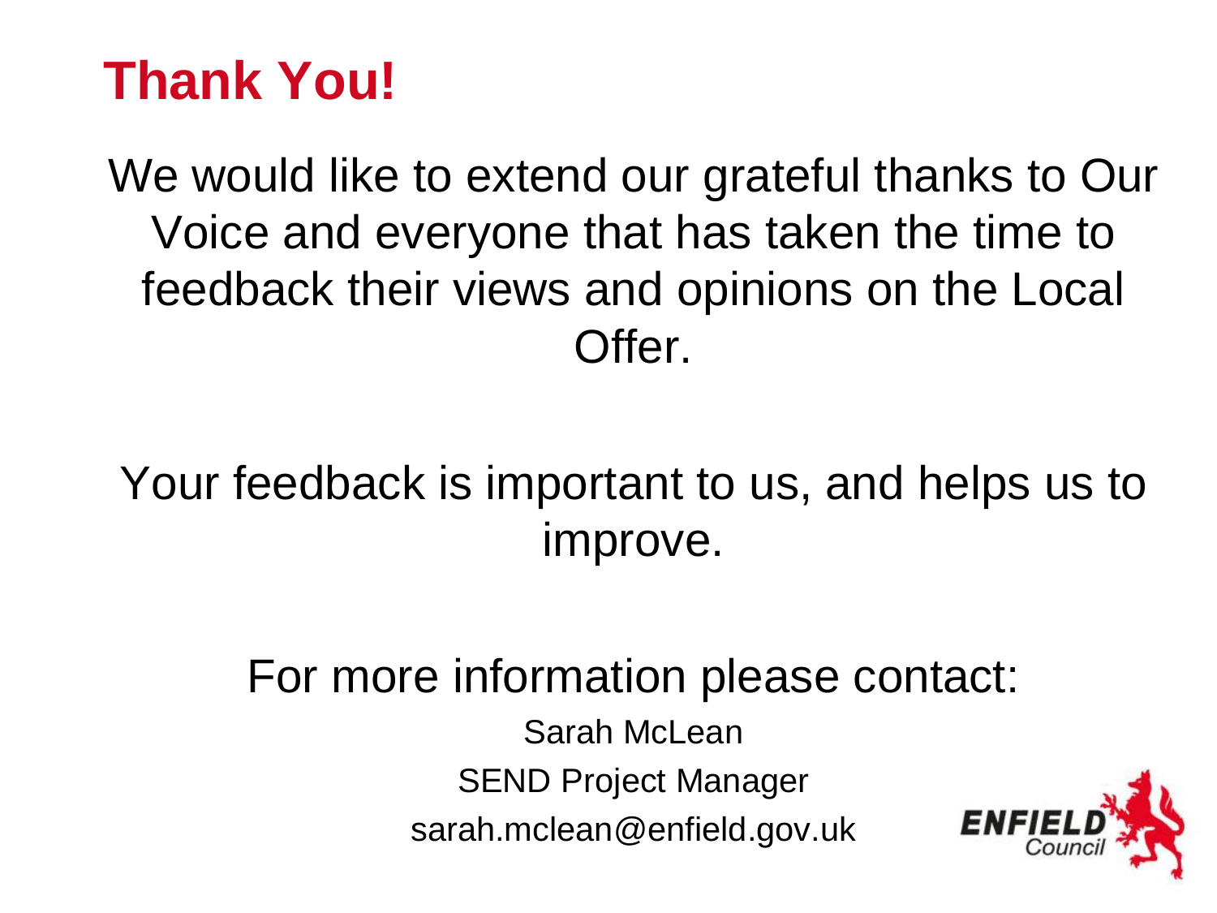# Thank You!

We would like to extend our grateful thanks to Our Voice and everyone that has taken the time to feedback their views and opinions on the Local Offer.

Your feedback is important to us, and helps us to improve.

For more information please contact:

Sarah McLean

SEND Project Manager

sarah.mclean@enfield.gov.uk

ENFIELD Council